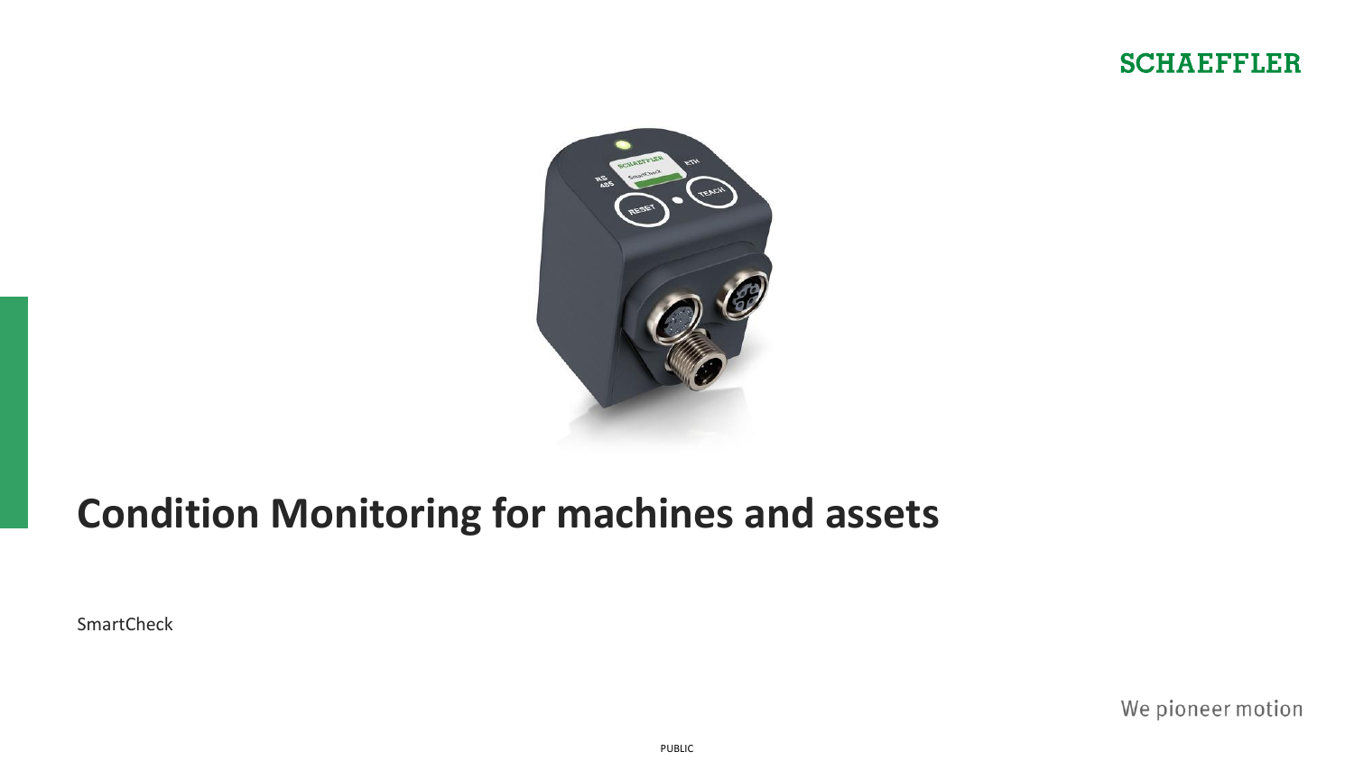SCHAEFFLER

# Condition Monitoring for machines and assets

SmartCheck

We pioneer motion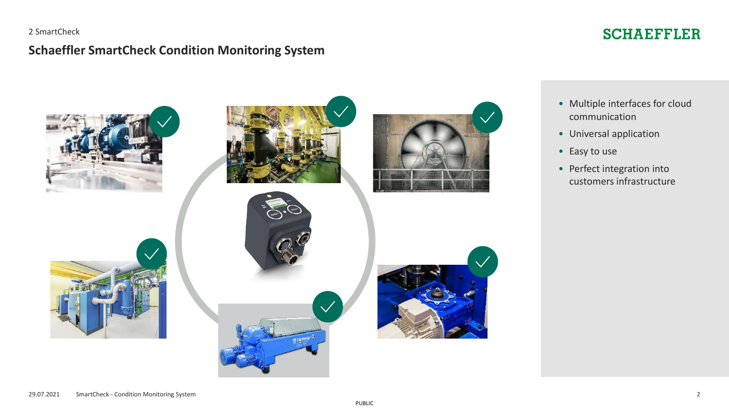2 SmartCheck

# Schaeffler SmartCheck Condition Monitoring System

- Multiple interfaces for cloud communication
- Universal application
- Easy to use
- Perfect integration into customers infrastructure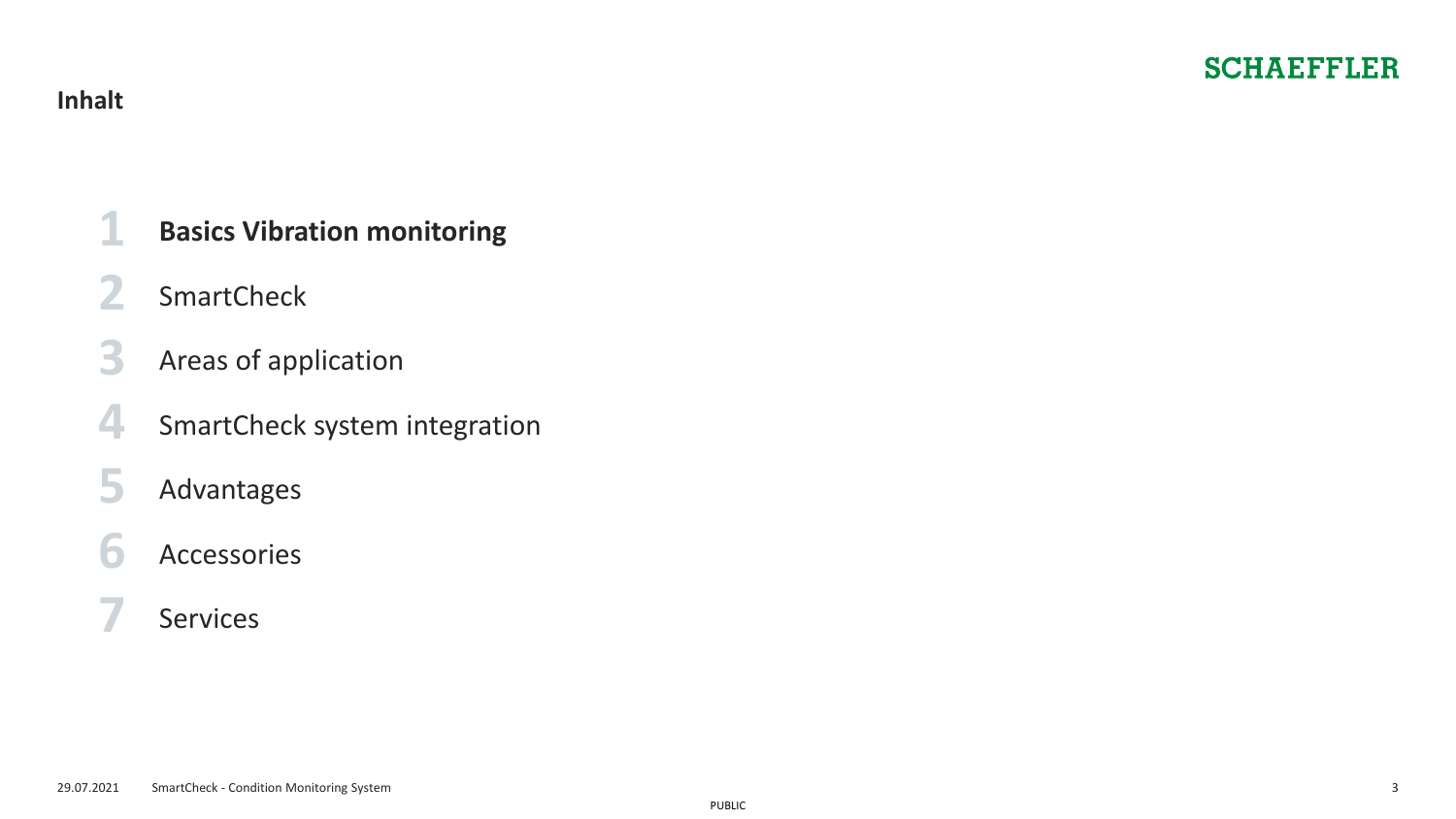# Inhalt

1. **Basics Vibration monitoring**
2. SmartCheck
3. Areas of application
4. SmartCheck system integration
5. Advantages
6. Accessories
7. Services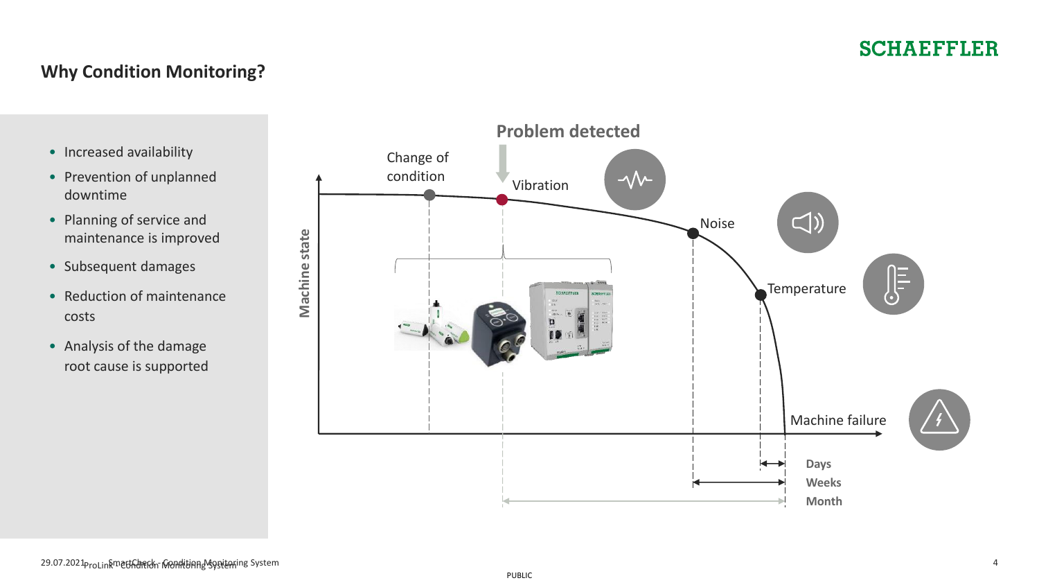## Why Condition Monitoring?

- Increased availability
- Prevention of unplanned downtime
- Planning of service and maintenance is improved
- Subsequent damages
- Reduction of maintenance costs
- Analysis of the damage root cause is supported

**Problem detected**

Change of condition

Vibration

Noise

Temperature

Machine failure

Machine state

**Days**

**Weeks**

**Month**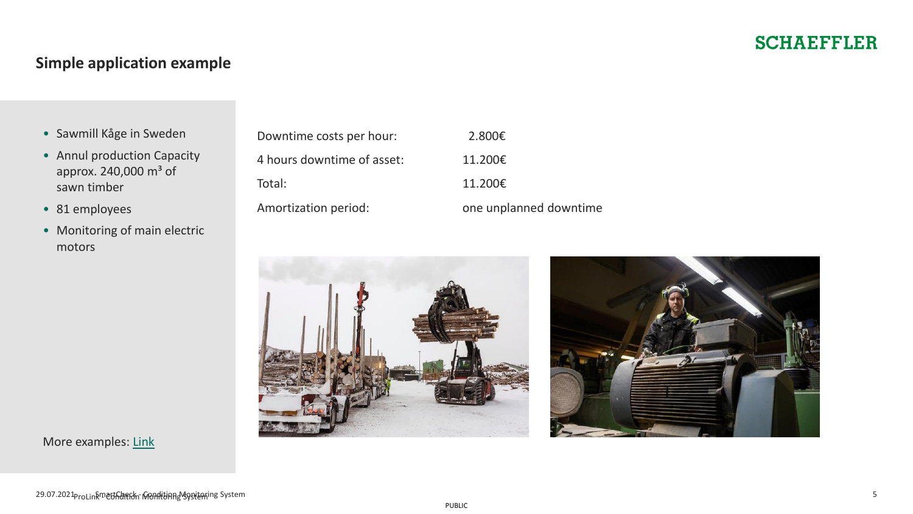## Simple application example

- Sawmill Kåge in Sweden
- Annul production Capacity approx. 240,000 m³ of sawn timber
- 81 employees
- Monitoring of main electric motors

More examples: [Link]

| | |
|---|---|
| Downtime costs per hour: | 2.800€ |
| 4 hours downtime of asset: | 11.200€ |
| Total: | 11.200€ |
| Amortization period: | one unplanned downtime |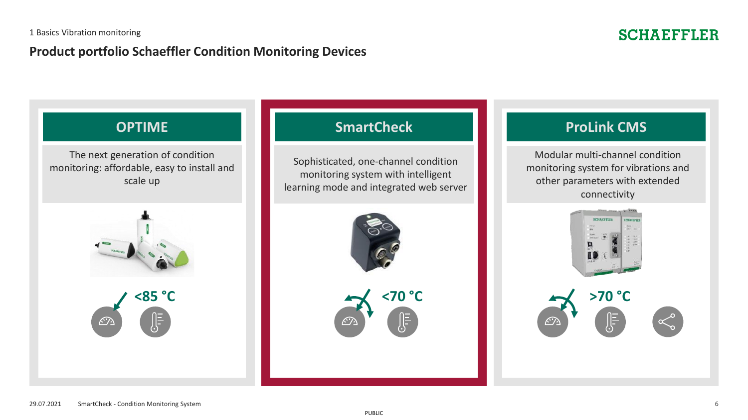1 Basics Vibration monitoring

## Product portfolio Schaeffler Condition Monitoring Devices

### OPTIME

The next generation of condition monitoring: affordable, easy to install and scale up

<85 °C

### SmartCheck

Sophisticated, one-channel condition monitoring system with intelligent learning mode and integrated web server

<70 °C

### ProLink CMS

Modular multi-channel condition monitoring system for vibrations and other parameters with extended connectivity

>70 °C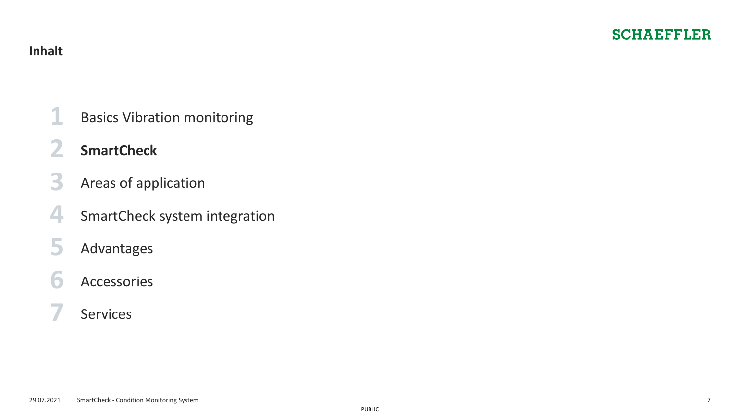## Inhalt

1. Basics Vibration monitoring
2. **SmartCheck**
3. Areas of application
4. SmartCheck system integration
5. Advantages
6. Accessories
7. Services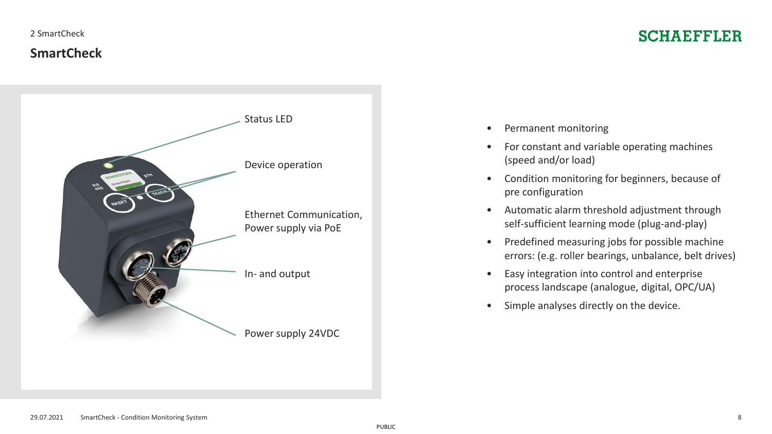## SmartCheck

Status LED

Device operation

Ethernet Communication, Power supply via PoE

In- and output

Power supply 24VDC

- Permanent monitoring
- For constant and variable operating machines (speed and/or load)
- Condition monitoring for beginners, because of pre configuration
- Automatic alarm threshold adjustment through self-sufficient learning mode (plug-and-play)
- Predefined measuring jobs for possible machine errors: (e.g. roller bearings, unbalance, belt drives)
- Easy integration into control and enterprise process landscape (analogue, digital, OPC/UA)
- Simple analyses directly on the device.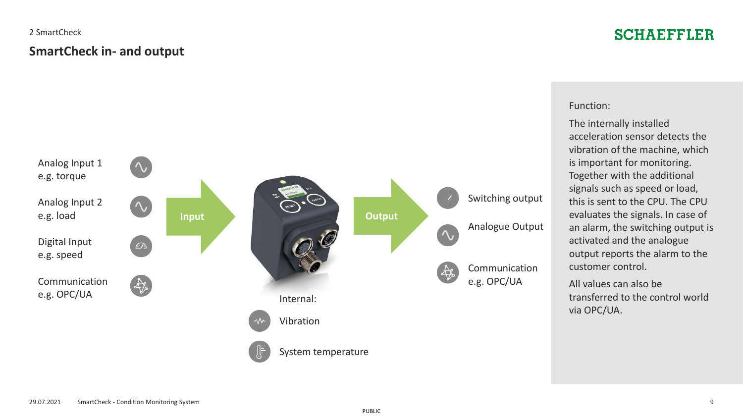2 SmartCheck

# SmartCheck in- and output

Analog Input 1
e.g. torque

Analog Input 2
e.g. load

Digital Input
e.g. speed

Communication
e.g. OPC/UA

**Input**

**Output**

Switching output

Analogue Output

Communication
e.g. OPC/UA

Internal:

Vibration

System temperature

Function:

The internally installed acceleration sensor detects the vibration of the machine, which is important for monitoring. Together with the additional signals such as speed or load, this is sent to the CPU. The CPU evaluates the signals. In case of an alarm, the switching output is activated and the analogue output reports the alarm to the customer control.

All values can also be transferred to the control world via OPC/UA.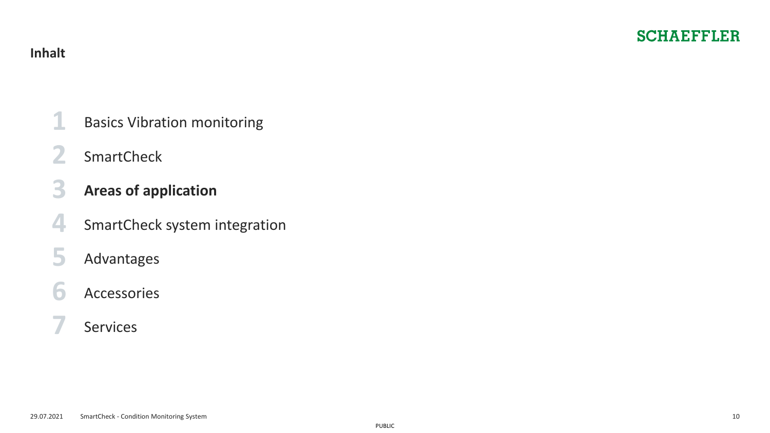## Inhalt

1. Basics Vibration monitoring
2. SmartCheck
3. **Areas of application**
4. SmartCheck system integration
5. Advantages
6. Accessories
7. Services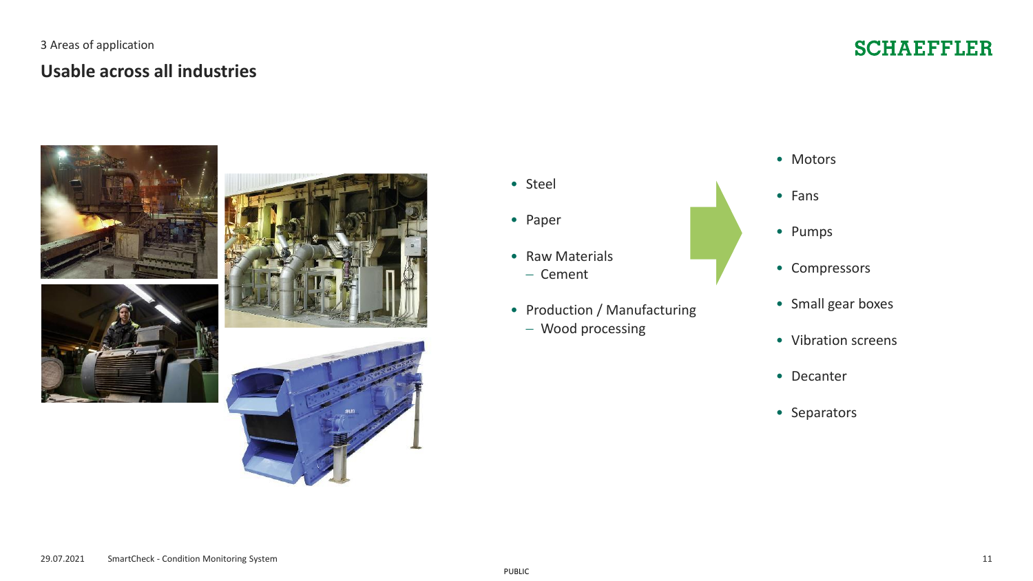3 Areas of application

## Usable across all industries

- Steel
- Paper
- Raw Materials
  - Cement
- Production / Manufacturing
  - Wood processing

- Motors
- Fans
- Pumps
- Compressors
- Small gear boxes
- Vibration screens
- Decanter
- Separators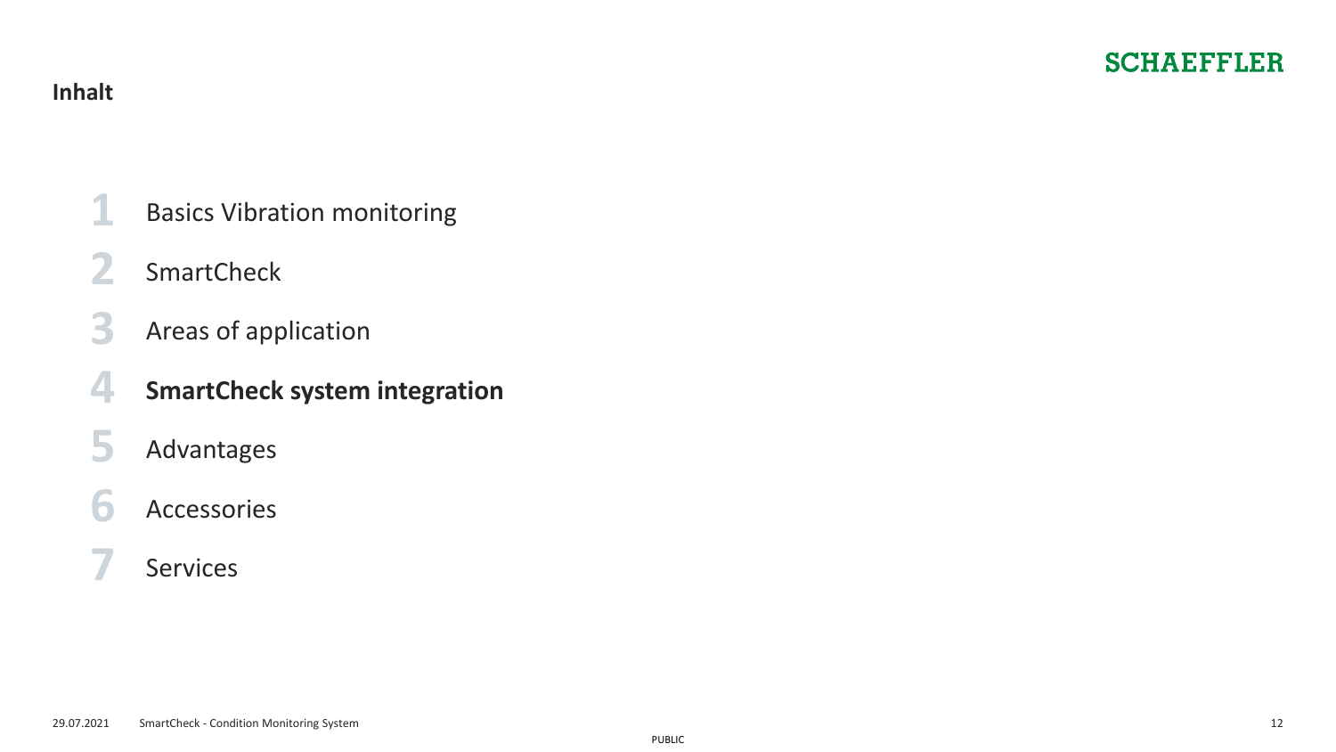**Inhalt**

1. Basics Vibration monitoring
2. SmartCheck
3. Areas of application
4. **SmartCheck system integration**
5. Advantages
6. Accessories
7. Services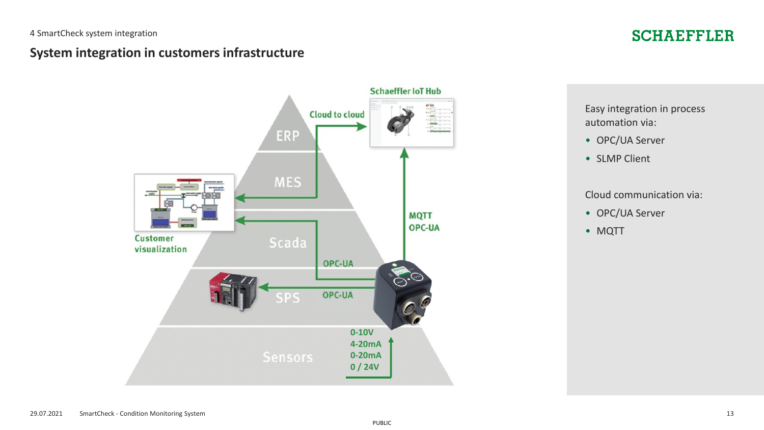4 SmartCheck system integration

## System integration in customers infrastructure

Schaeffler IoT Hub

Cloud to cloud

ERP

MES

Scada

SPS

Sensors

Customer visualization

MQTT
OPC-UA

OPC-UA

OPC-UA

0-10V
4-20mA
0-20mA
0 / 24V

Easy integration in process automation via:

- OPC/UA Server
- SLMP Client

Cloud communication via:

- OPC/UA Server
- MQTT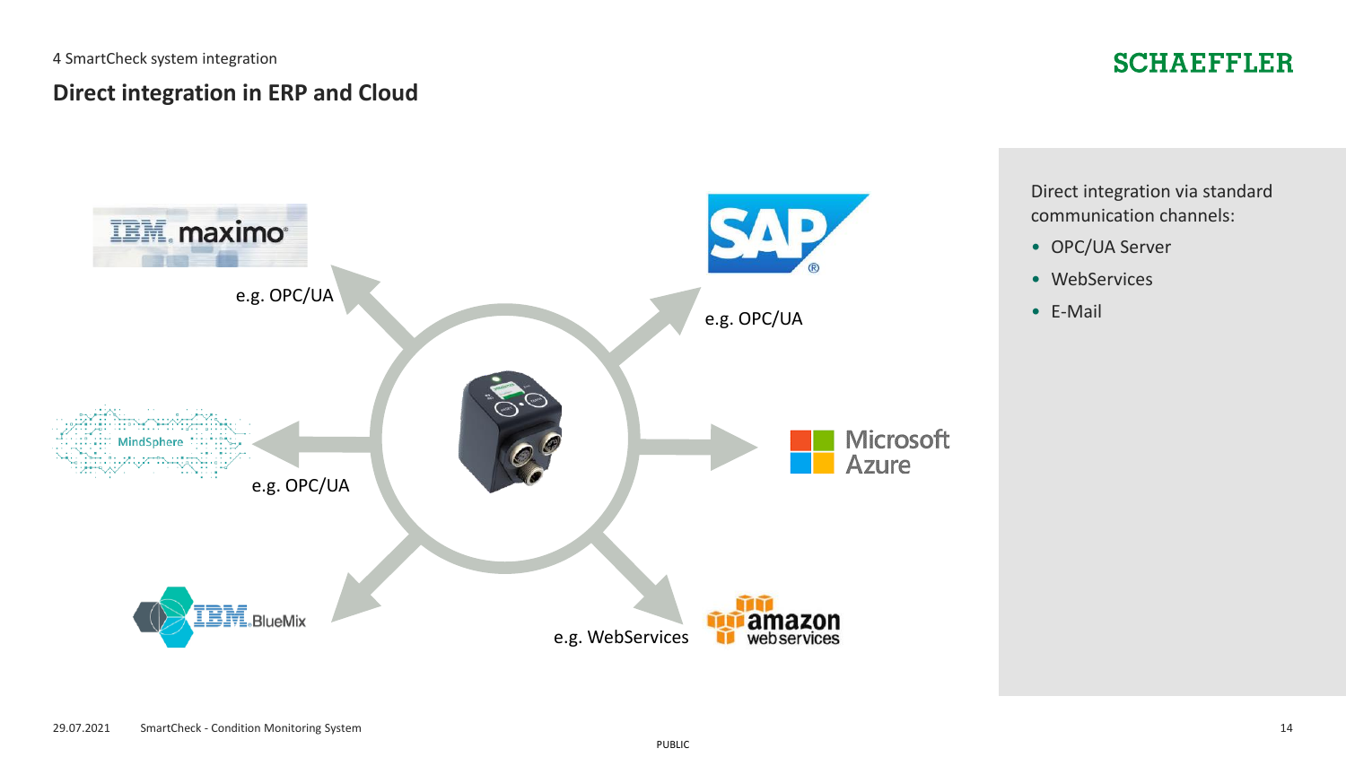4 SmartCheck system integration

## Direct integration in ERP and Cloud

IBM maximo — e.g. OPC/UA

SAP — e.g. OPC/UA

MindSphere — e.g. OPC/UA

Microsoft Azure

IBM BlueMix

amazon webservices — e.g. WebServices

Direct integration via standard communication channels:

- OPC/UA Server
- WebServices
- E-Mail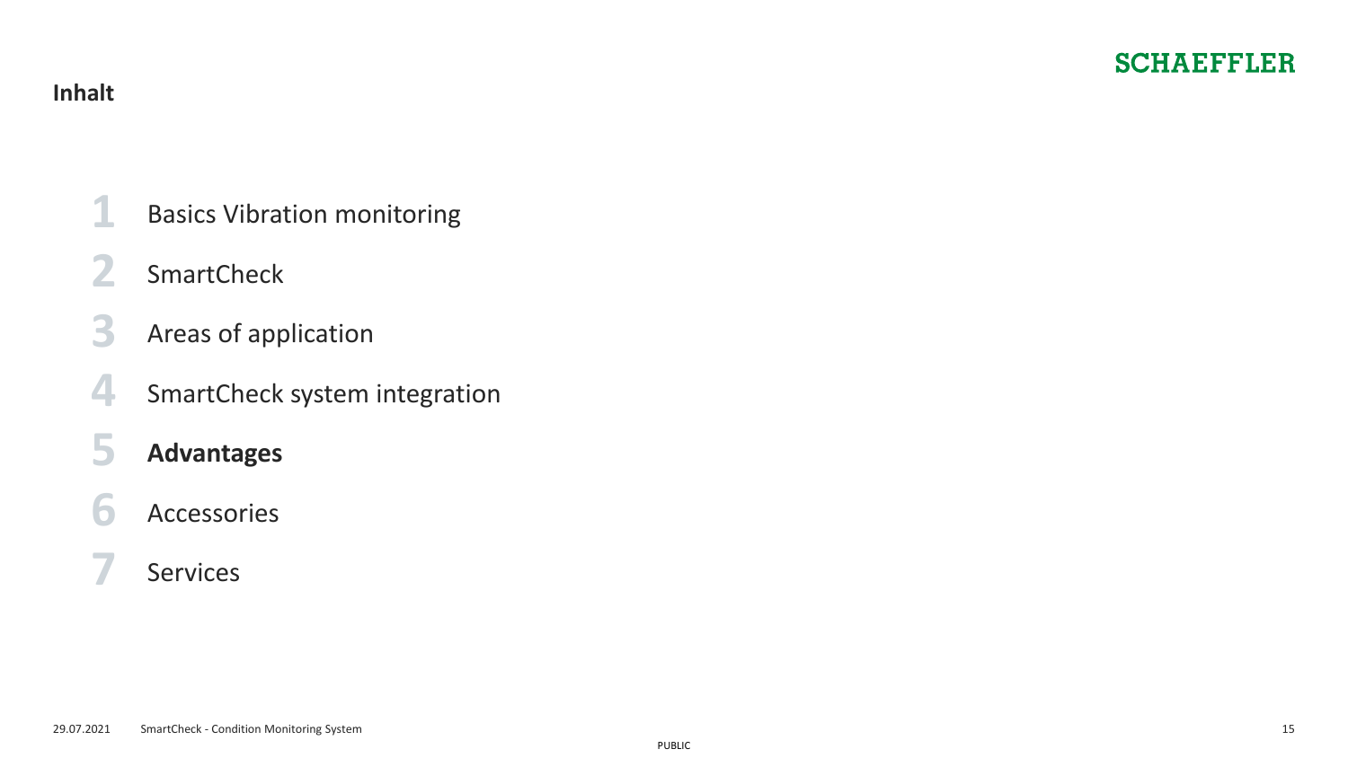## Inhalt

1. Basics Vibration monitoring
2. SmartCheck
3. Areas of application
4. SmartCheck system integration
5. **Advantages**
6. Accessories
7. Services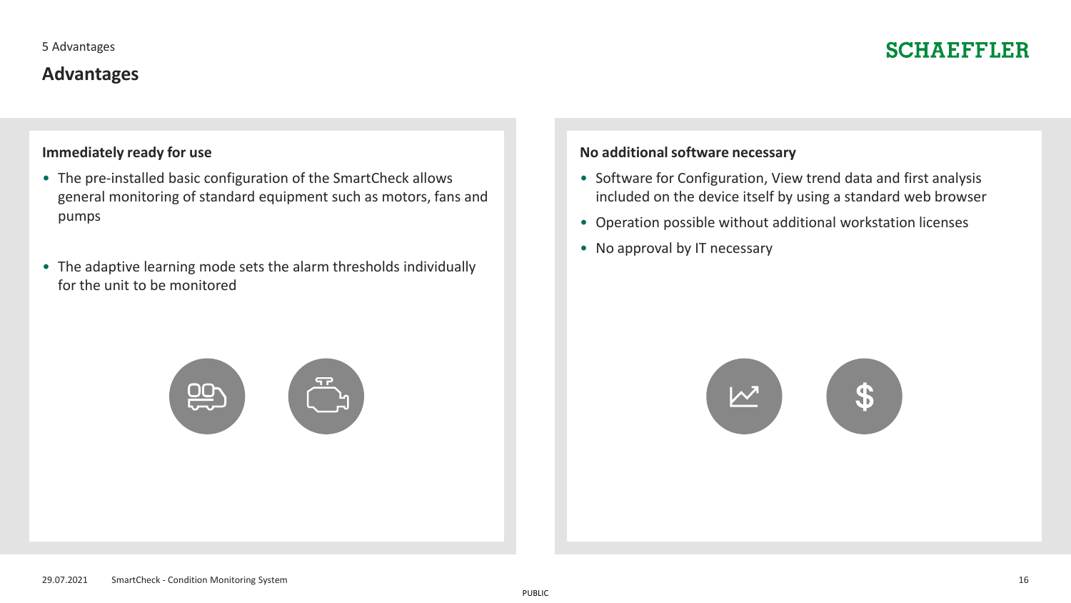## Advantages

### Immediately ready for use

- The pre-installed basic configuration of the SmartCheck allows general monitoring of standard equipment such as motors, fans and pumps
- The adaptive learning mode sets the alarm thresholds individually for the unit to be monitored

### No additional software necessary

- Software for Configuration, View trend data and first analysis included on the device itself by using a standard web browser
- Operation possible without additional workstation licenses
- No approval by IT necessary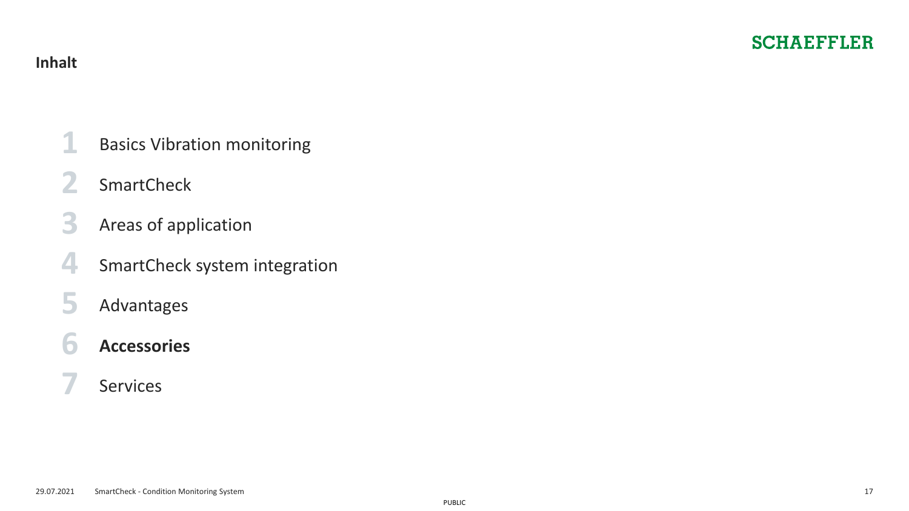## Inhalt

1. Basics Vibration monitoring
2. SmartCheck
3. Areas of application
4. SmartCheck system integration
5. Advantages
6. **Accessories**
7. Services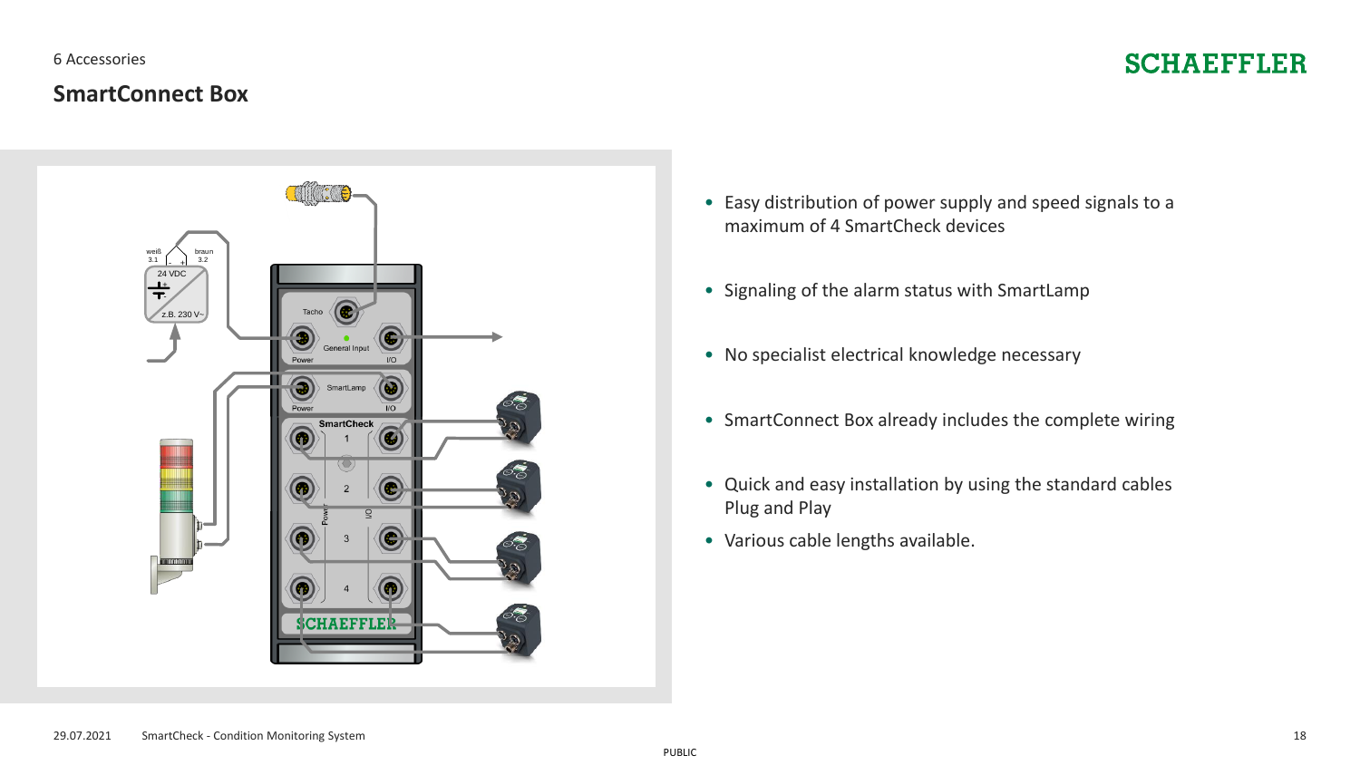6 Accessories

## SmartConnect Box

- Easy distribution of power supply and speed signals to a maximum of 4 SmartCheck devices
- Signaling of the alarm status with SmartLamp
- No specialist electrical knowledge necessary
- SmartConnect Box already includes the complete wiring
- Quick and easy installation by using the standard cables Plug and Play
- Various cable lengths available.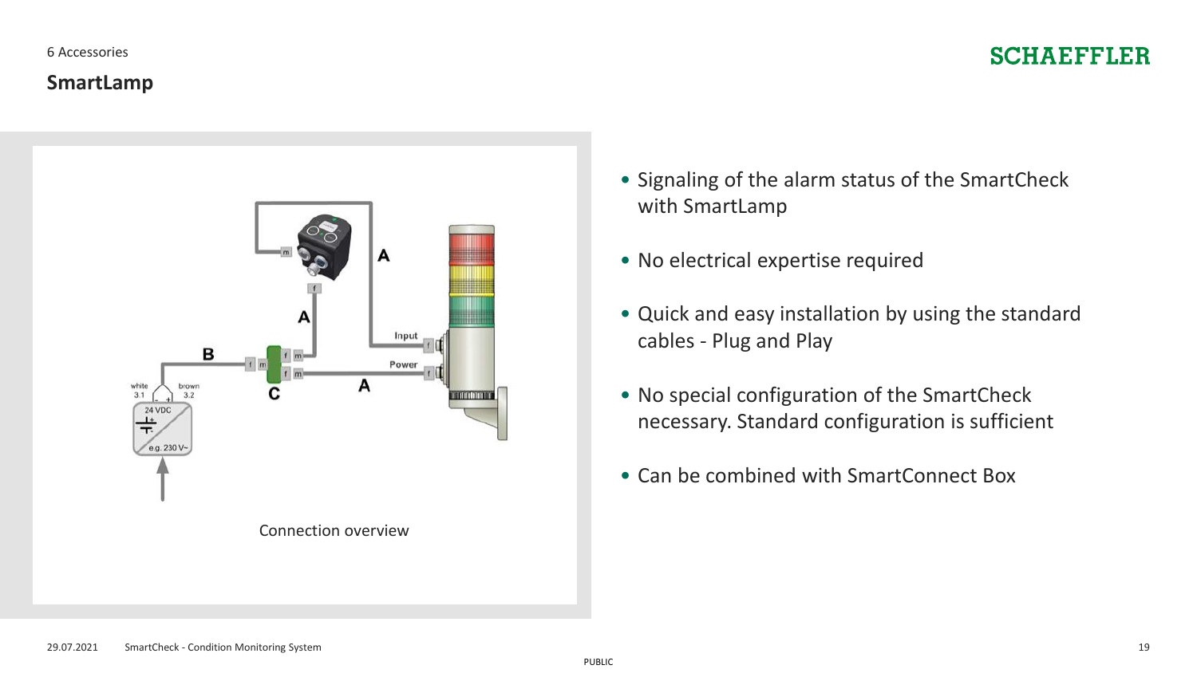6 Accessories

## SmartLamp

Connection overview

- Signaling of the alarm status of the SmartCheck with SmartLamp
- No electrical expertise required
- Quick and easy installation by using the standard cables - Plug and Play
- No special configuration of the SmartCheck necessary. Standard configuration is sufficient
- Can be combined with SmartConnect Box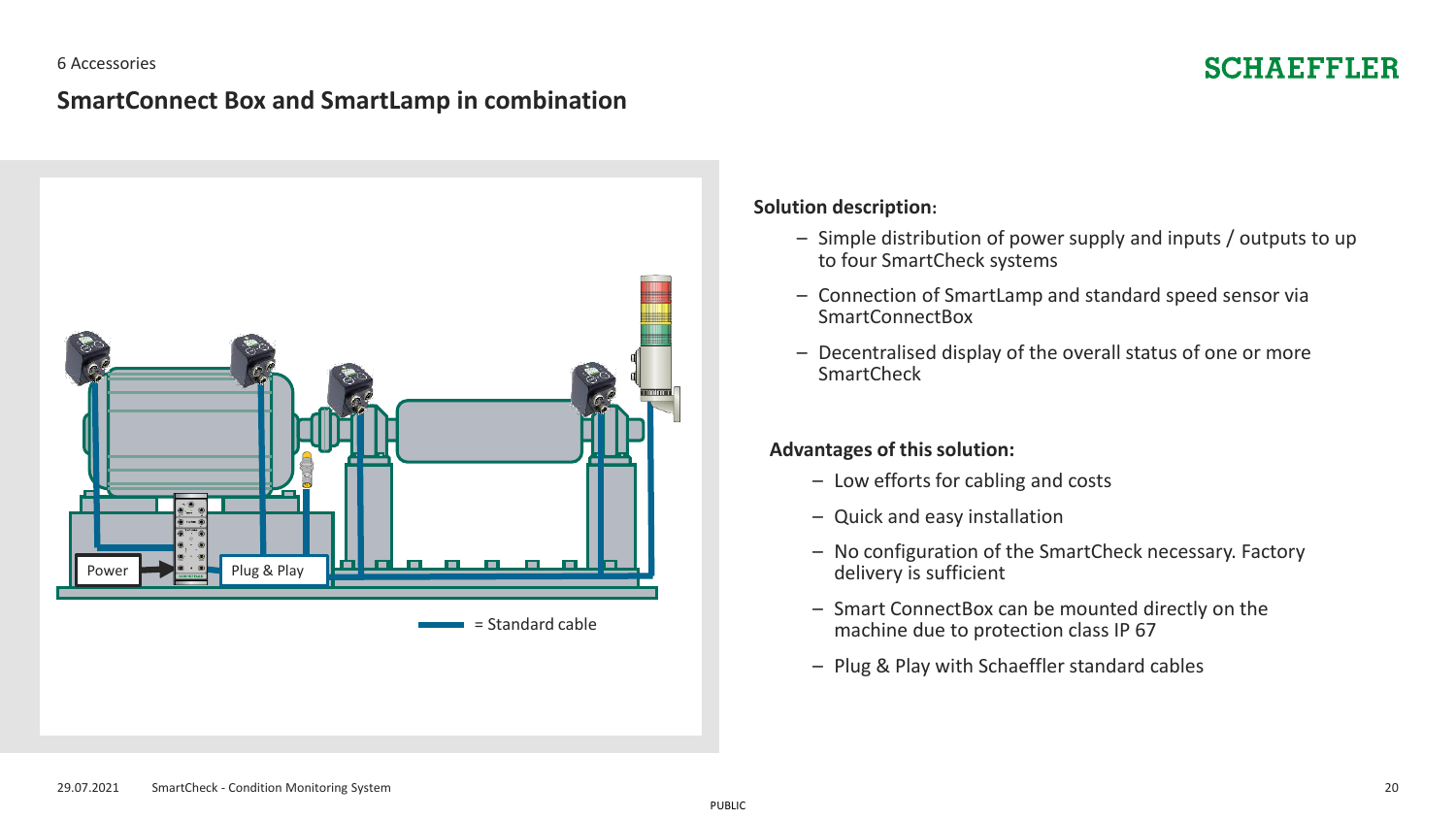## SmartConnect Box and SmartLamp in combination

Power

Plug & Play

= Standard cable

**Solution description:**

- Simple distribution of power supply and inputs / outputs to up to four SmartCheck systems
- Connection of SmartLamp and standard speed sensor via SmartConnectBox
- Decentralised display of the overall status of one or more SmartCheck

**Advantages of this solution:**

- Low efforts for cabling and costs
- Quick and easy installation
- No configuration of the SmartCheck necessary. Factory delivery is sufficient
- Smart ConnectBox can be mounted directly on the machine due to protection class IP 67
- Plug & Play with Schaeffler standard cables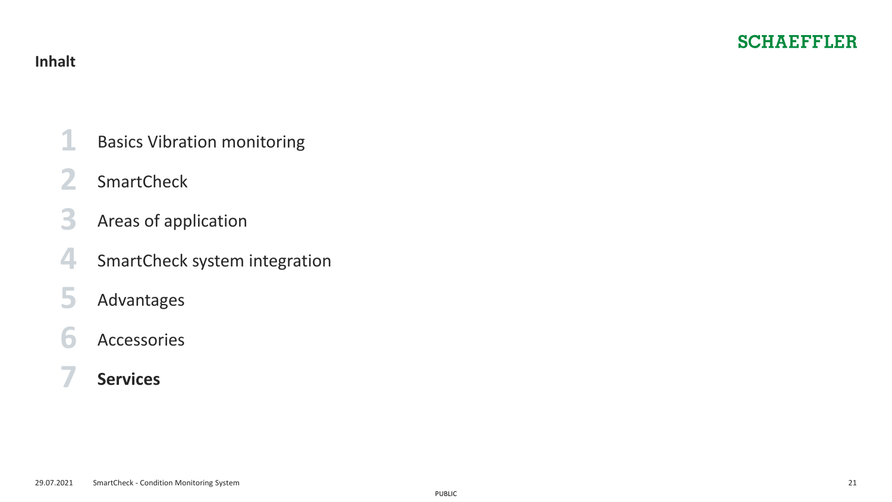**Inhalt**

1. Basics Vibration monitoring
2. SmartCheck
3. Areas of application
4. SmartCheck system integration
5. Advantages
6. Accessories
7. **Services**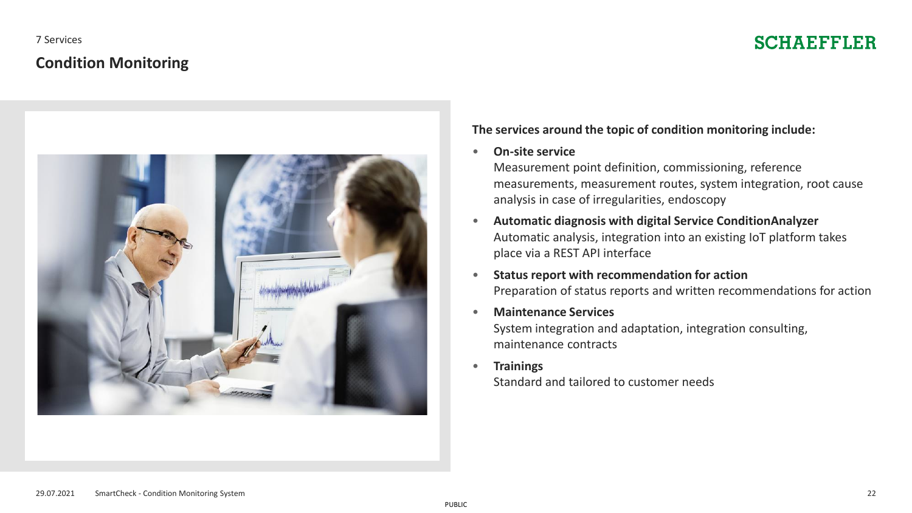7 Services

# Condition Monitoring

**The services around the topic of condition monitoring include:**

- **On-site service**
  Measurement point definition, commissioning, reference measurements, measurement routes, system integration, root cause analysis in case of irregularities, endoscopy
- **Automatic diagnosis with digital Service ConditionAnalyzer**
  Automatic analysis, integration into an existing IoT platform takes place via a REST API interface
- **Status report with recommendation for action**
  Preparation of status reports and written recommendations for action
- **Maintenance Services**
  System integration and adaptation, integration consulting, maintenance contracts
- **Trainings**
  Standard and tailored to customer needs